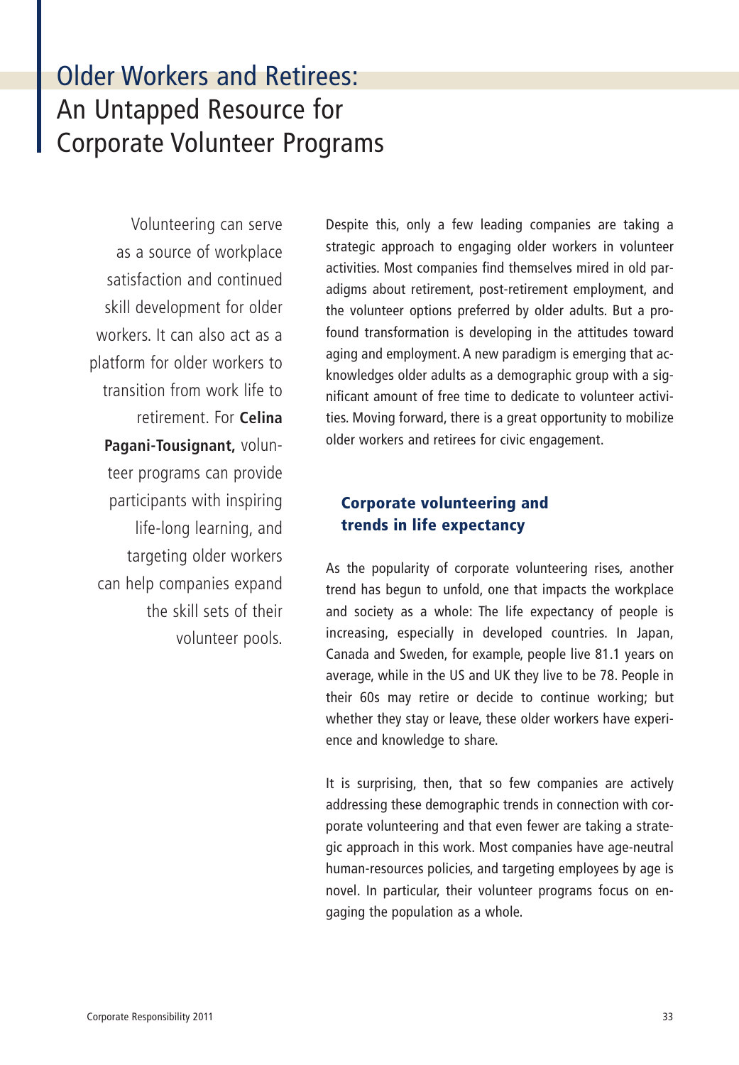# Older Workers and Retirees: An Untapped Resource for Corporate Volunteer Programs

Volunteering can serve as a source of workplace satisfaction and continued skill development for older workers. It can also act as a platform for older workers to transition from work life to retirement. For **Celina Pagani-Tousignant,** volunteer programs can provide participants with inspiring life-long learning, and targeting older workers can help companies expand the skill sets of their volunteer pools.

Despite this, only a few leading companies are taking a strategic approach to engaging older workers in volunteer activities. Most companies find themselves mired in old paradigms about retirement, post-retirement employment, and the volunteer options preferred by older adults. But a profound transformation is developing in the attitudes toward aging and employment. A new paradigm is emerging that acknowledges older adults as a demographic group with a significant amount of free time to dedicate to volunteer activities. Moving forward, there is a great opportunity to mobilize older workers and retirees for civic engagement.

### Corporate volunteering and trends in life expectancy

As the popularity of corporate volunteering rises, another trend has begun to unfold, one that impacts the workplace and society as a whole: The life expectancy of people is increasing, especially in developed countries. In Japan, Canada and Sweden, for example, people live 81.1 years on average, while in the US and UK they live to be 78. People in their 60s may retire or decide to continue working; but whether they stay or leave, these older workers have experience and knowledge to share.

It is surprising, then, that so few companies are actively addressing these demographic trends in connection with corporate volunteering and that even fewer are taking a strategic approach in this work. Most companies have age-neutral human-resources policies, and targeting employees by age is novel. In particular, their volunteer programs focus on engaging the population as a whole.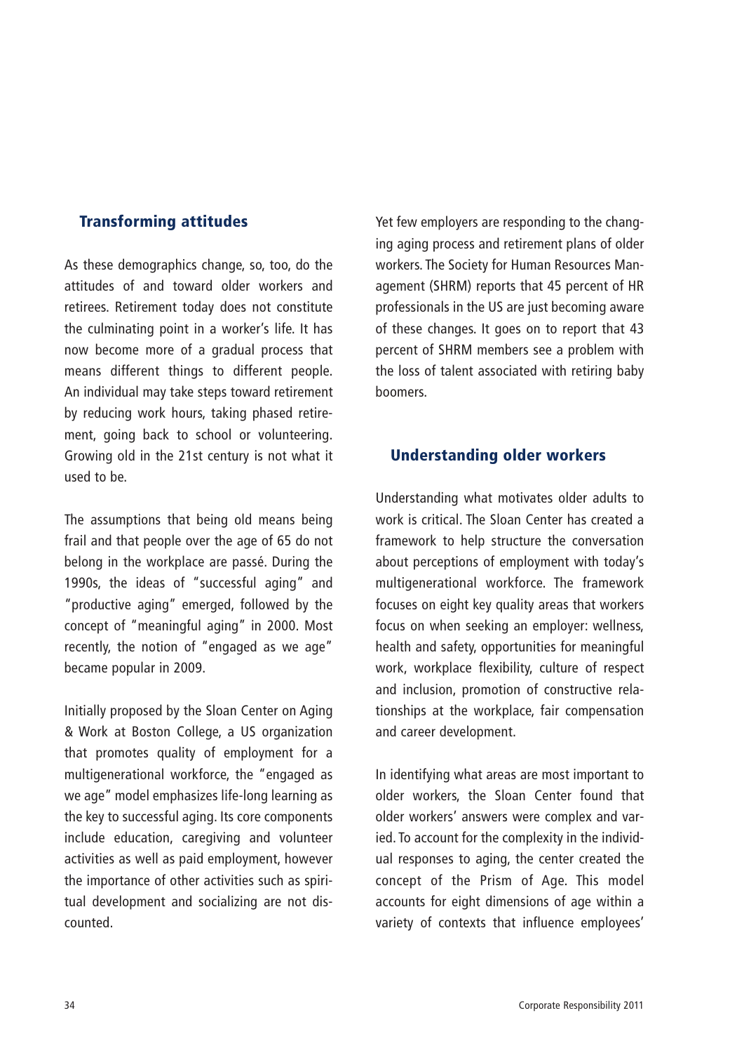## Transforming attitudes

As these demographics change, so, too, do the attitudes of and toward older workers and retirees. Retirement today does not constitute the culminating point in a worker's life. It has now become more of a gradual process that means different things to different people. An individual may take steps toward retirement by reducing work hours, taking phased retirement, going back to school or volunteering. Growing old in the 21st century is not what it used to be.

The assumptions that being old means being frail and that people over the age of 65 do not belong in the workplace are passé. During the 1990s, the ideas of "successful aging" and "productive aging" emerged, followed by the concept of "meaningful aging" in 2000. Most recently, the notion of "engaged as we age" became popular in 2009.

Initially proposed by the Sloan Center on Aging & Work at Boston College, a US organization that promotes quality of employment for a multigenerational workforce, the "engaged as we age" model emphasizes life-long learning as the key to successful aging. Its core components include education, caregiving and volunteer activities as well as paid employment, however the importance of other activities such as spiritual development and socializing are not discounted.

Yet few employers are responding to the changing aging process and retirement plans of older workers. The Society for Human Resources Management (SHRM) reports that 45 percent of HR professionals in the US are just becoming aware of these changes. It goes on to report that 43 percent of SHRM members see a problem with the loss of talent associated with retiring baby boomers.

## Understanding older workers

Understanding what motivates older adults to work is critical. The Sloan Center has created a framework to help structure the conversation about perceptions of employment with today's multigenerational workforce. The framework focuses on eight key quality areas that workers focus on when seeking an employer: wellness, health and safety, opportunities for meaningful work, workplace flexibility, culture of respect and inclusion, promotion of constructive relationships at the workplace, fair compensation and career development.

In identifying what areas are most important to older workers, the Sloan Center found that older workers' answers were complex and varied. To account for the complexity in the individual responses to aging, the center created the concept of the Prism of Age. This model accounts for eight dimensions of age within a variety of contexts that influence employees'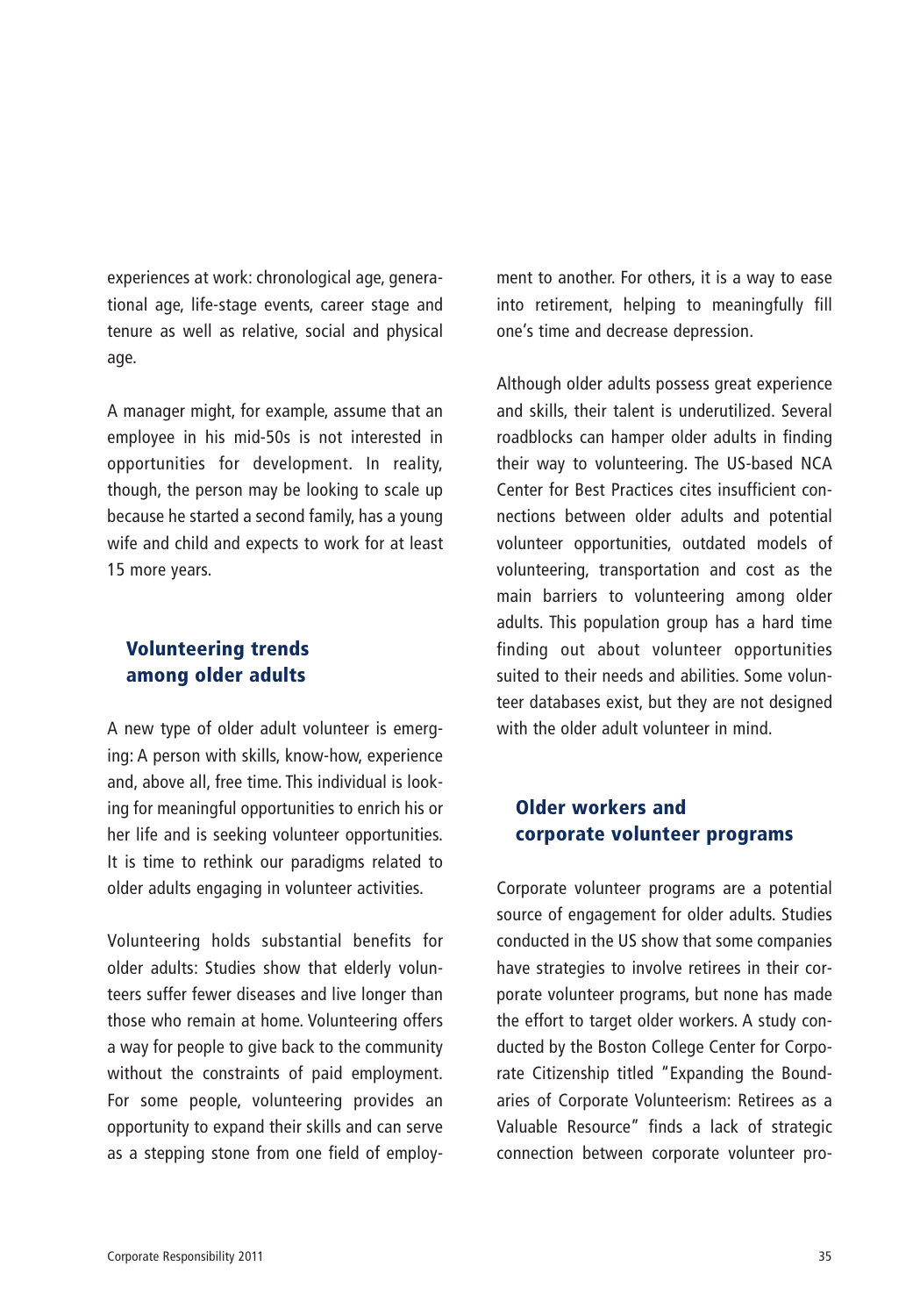experiences at work: chronological age, generational age, life-stage events, career stage and tenure as well as relative, social and physical age.

A manager might, for example, assume that an employee in his mid-50s is not interested in opportunities for development. In reality, though, the person may be looking to scale up because he started a second family, has a young wife and child and expects to work for at least 15 more years.

## Volunteering trends among older adults

A new type of older adult volunteer is emerging: A person with skills, know-how, experience and, above all, free time. This individual is looking for meaningful opportunities to enrich his or her life and is seeking volunteer opportunities. It is time to rethink our paradigms related to older adults engaging in volunteer activities.

Volunteering holds substantial benefits for older adults: Studies show that elderly volunteers suffer fewer diseases and live longer than those who remain at home. Volunteering offers a way for people to give back to the community without the constraints of paid employment. For some people, volunteering provides an opportunity to expand their skills and can serve as a stepping stone from one field of employment to another. For others, it is a way to ease into retirement, helping to meaningfully fill one's time and decrease depression.

Although older adults possess great experience and skills, their talent is underutilized. Several roadblocks can hamper older adults in finding their way to volunteering. The US-based NCA Center for Best Practices cites insufficient connections between older adults and potential volunteer opportunities, outdated models of volunteering, transportation and cost as the main barriers to volunteering among older adults. This population group has a hard time finding out about volunteer opportunities suited to their needs and abilities. Some volunteer databases exist, but they are not designed with the older adult volunteer in mind.

## Older workers and corporate volunteer programs

Corporate volunteer programs are a potential source of engagement for older adults. Studies conducted in the US show that some companies have strategies to involve retirees in their corporate volunteer programs, but none has made the effort to target older workers. A study conducted by the Boston College Center for Corporate Citizenship titled "Expanding the Boundaries of Corporate Volunteerism: Retirees as a Valuable Resource" finds a lack of strategic connection between corporate volunteer pro-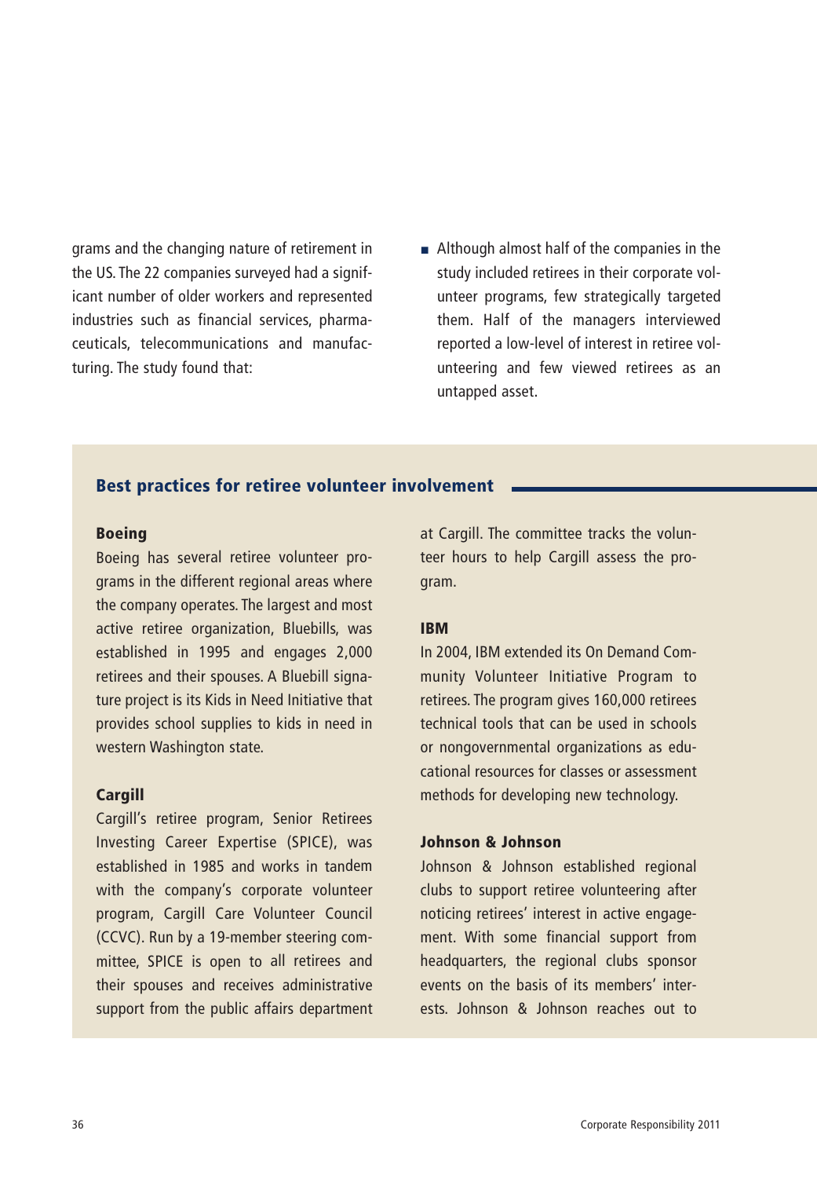grams and the changing nature of retirement in the US. The 22 companies surveyed had a significant number of older workers and represented industries such as financial services, pharmaceuticals, telecommunications and manufacturing. The study found that:

- Although almost half of the companies in the study included retirees in their corporate volunteer programs, few strategically targeted them. Half of the managers interviewed reported a low-level of interest in retiree volunteering and few viewed retirees as an untapped asset.

## Best practices for retiree volunteer involvement

### Boeing

Boeing has several retiree volunteer programs in the different regional areas where the company operates. The largest and most active retiree organization, Bluebills, was established in 1995 and engages 2,000 retirees and their spouses. A Bluebill signature project is its Kids in Need Initiative that provides school supplies to kids in need in western Washington state.

### Cargill

Cargill's retiree program, Senior Retirees Investing Career Expertise (SPICE), was established in 1985 and works in tandem with the company's corporate volunteer program, Cargill Care Volunteer Council (CCVC). Run by a 19-member steering committee, SPICE is open to all retirees and their spouses and receives administrative support from the public affairs department at Cargill. The committee tracks the volunteer hours to help Cargill assess the program.

### IBM

In 2004, IBM extended its On Demand Community Volunteer Initiative Program to retirees. The program gives 160,000 retirees technical tools that can be used in schools or nongovernmental organizations as educational resources for classes or assessment methods for developing new technology.

### Johnson & Johnson

Johnson & Johnson established regional clubs to support retiree volunteering after noticing retirees' interest in active engagement. With some financial support from headquarters, the regional clubs sponsor events on the basis of its members' interests. Johnson & Johnson reaches out to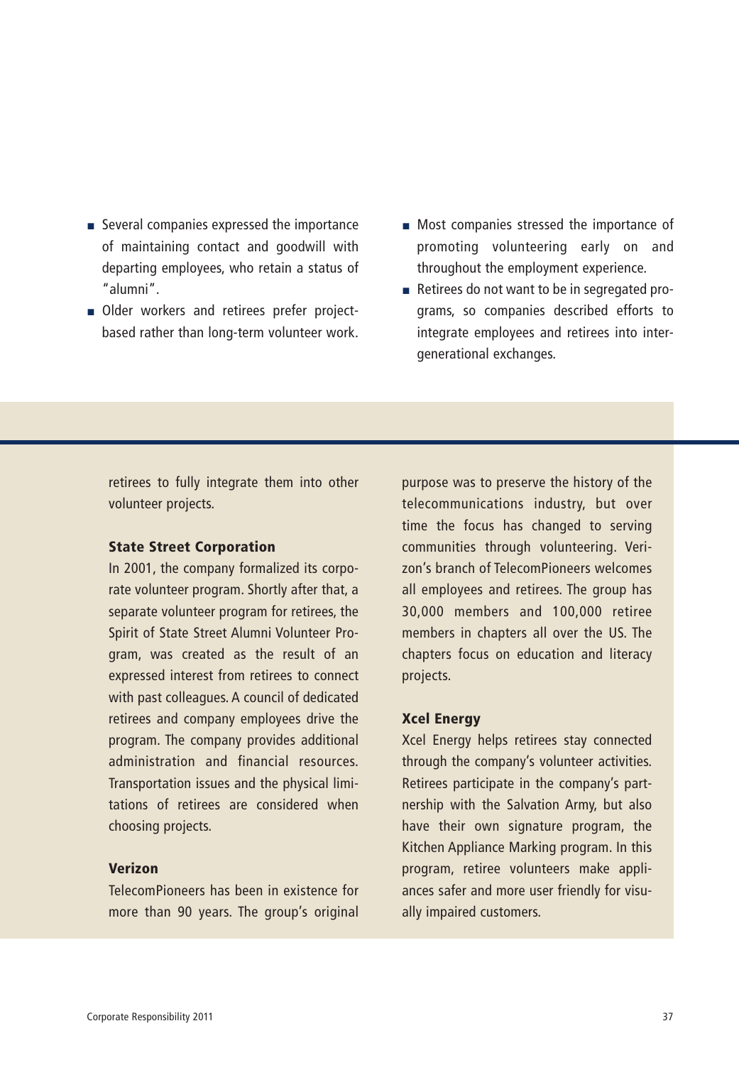- Several companies expressed the importance of maintaining contact and goodwill with departing employees, who retain a status of "alumni".
- Older workers and retirees prefer project-based rather than long-term volunteer work.
- Most companies stressed the importance of promoting volunteering early on and throughout the employment experience.
- Retirees do not want to be in segregated programs, so companies described efforts to integrate employees and retirees into intergenerational exchanges.

retirees to fully integrate them into other volunteer projects.

**State Street Corporation**

In 2001, the company formalized its corporate volunteer program. Shortly after that, a separate volunteer program for retirees, the Spirit of State Street Alumni Volunteer Program, was created as the result of an expressed interest from retirees to connect with past colleagues. A council of dedicated retirees and company employees drive the program. The company provides additional administration and financial resources. Transportation issues and the physical limitations of retirees are considered when choosing projects.

**Verizon**

TelecomPioneers has been in existence for more than 90 years. The group's original purpose was to preserve the history of the telecommunications industry, but over time the focus has changed to serving communities through volunteering. Verizon's branch of TelecomPioneers welcomes all employees and retirees. The group has 30,000 members and 100,000 retiree members in chapters all over the US. The chapters focus on education and literacy projects.

**Xcel Energy**

Xcel Energy helps retirees stay connected through the company's volunteer activities. Retirees participate in the company's partnership with the Salvation Army, but also have their own signature program, the Kitchen Appliance Marking program. In this program, retiree volunteers make appliances safer and more user friendly for visually impaired customers.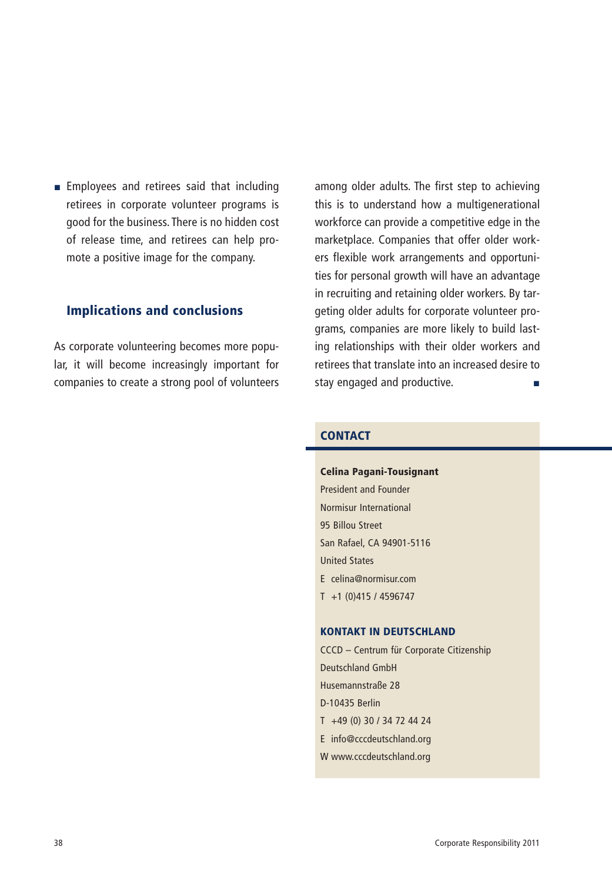- Employees and retirees said that including retirees in corporate volunteer programs is good for the business. There is no hidden cost of release time, and retirees can help promote a positive image for the company.

## Implications and conclusions

As corporate volunteering becomes more popular, it will become increasingly important for companies to create a strong pool of volunteers among older adults. The first step to achieving this is to understand how a multigenerational workforce can provide a competitive edge in the marketplace. Companies that offer older workers flexible work arrangements and opportunities for personal growth will have an advantage in recruiting and retaining older workers. By targeting older adults for corporate volunteer programs, companies are more likely to build lasting relationships with their older workers and retirees that translate into an increased desire to stay engaged and productive. ■

### CONTACT

**Celina Pagani-Tousignant**
President and Founder
Normisur International
95 Billou Street
San Rafael, CA 94901-5116
United States
E celina@normisur.com
T +1 (0)415 / 4596747

### KONTAKT IN DEUTSCHLAND

CCCD – Centrum für Corporate Citizenship Deutschland GmbH
Husemannstraße 28
D-10435 Berlin
T +49 (0) 30 / 34 72 44 24
E info@cccdeutschland.org
W www.cccdeutschland.org